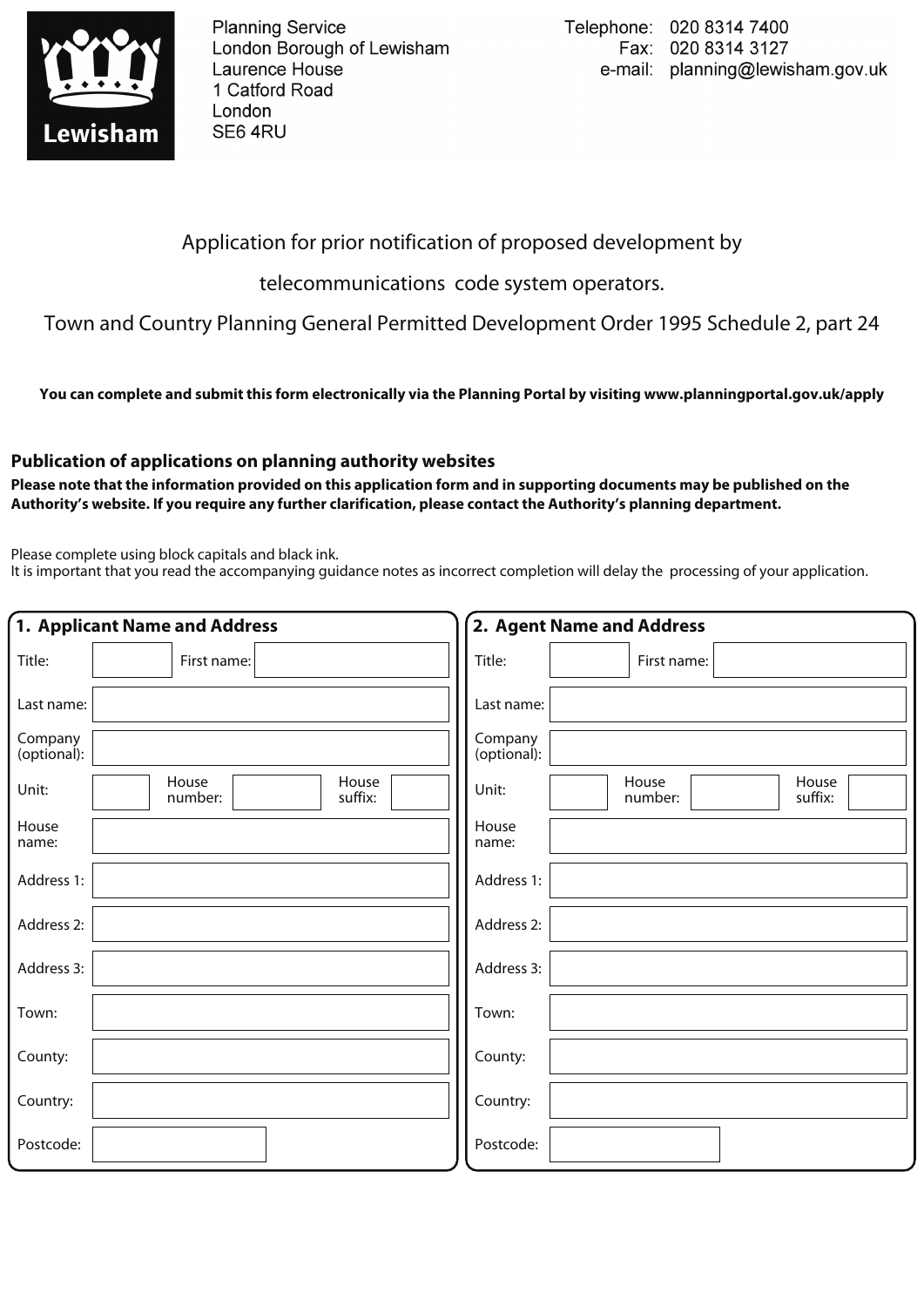Planning Service
London Borough of Lewisham
Laurence House
1 Catford Road
London
SE6 4RU

Telephone: 020 8314 7400
Fax: 020 8314 3127
e-mail: planning@lewisham.gov.uk

# Application for prior notification of proposed development by telecommunications code system operators.

## Town and Country Planning General Permitted Development Order 1995 Schedule 2, part 24

**You can complete and submit this form electronically via the Planning Portal by visiting www.planningportal.gov.uk/apply**

### Publication of applications on planning authority websites

**Please note that the information provided on this application form and in supporting documents may be published on the Authority's website. If you require any further clarification, please contact the Authority's planning department.**

Please complete using block capitals and black ink.
It is important that you read the accompanying guidance notes as incorrect completion will delay the processing of your application.

### 1. Applicant Name and Address

| | | | | | |
|---|---|---|---|---|---|
| Title: | | First name: | | | |
| Last name: | | | | | |
| Company (optional): | | | | | |
| Unit: | | House number: | | House suffix: | |
| House name: | | | | | |
| Address 1: | | | | | |
| Address 2: | | | | | |
| Address 3: | | | | | |
| Town: | | | | | |
| County: | | | | | |
| Country: | | | | | |
| Postcode: | | | | | |

### 2. Agent Name and Address

| | | | | | |
|---|---|---|---|---|---|
| Title: | | First name: | | | |
| Last name: | | | | | |
| Company (optional): | | | | | |
| Unit: | | House number: | | House suffix: | |
| House name: | | | | | |
| Address 1: | | | | | |
| Address 2: | | | | | |
| Address 3: | | | | | |
| Town: | | | | | |
| County: | | | | | |
| Country: | | | | | |
| Postcode: | | | | | |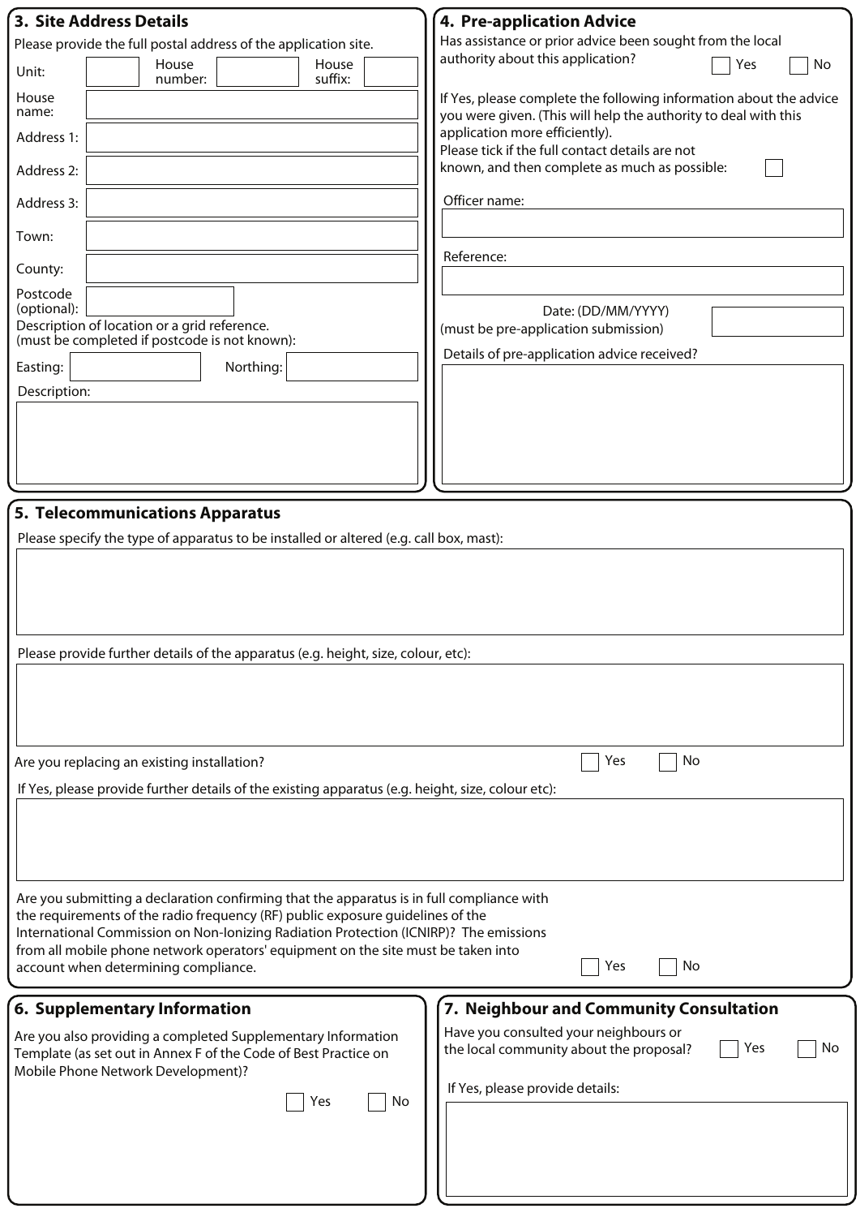## 3. Site Address Details

Please provide the full postal address of the application site.

Unit: | House number: | House suffix:

House name:

Address 1:

Address 2:

Address 3:

Town:

County:

Postcode (optional):

Description of location or a grid reference.
(must be completed if postcode is not known):

Easting: | Northing:

Description:

## 4. Pre-application Advice

Has assistance or prior advice been sought from the local authority about this application? ☐ Yes ☐ No

If Yes, please complete the following information about the advice you were given. (This will help the authority to deal with this application more efficiently).
Please tick if the full contact details are not known, and then complete as much as possible: ☐

Officer name:

Reference:

Date: (DD/MM/YYYY)
(must be pre-application submission)

Details of pre-application advice received?

## 5. Telecommunications Apparatus

Please specify the type of apparatus to be installed or altered (e.g. call box, mast):

Please provide further details of the apparatus (e.g. height, size, colour, etc):

Are you replacing an existing installation? ☐ Yes ☐ No

If Yes, please provide further details of the existing apparatus (e.g. height, size, colour etc):

Are you submitting a declaration confirming that the apparatus is in full compliance with the requirements of the radio frequency (RF) public exposure guidelines of the International Commission on Non-Ionizing Radiation Protection (ICNIRP)? The emissions from all mobile phone network operators' equipment on the site must be taken into account when determining compliance. ☐ Yes ☐ No

## 6. Supplementary Information

Are you also providing a completed Supplementary Information Template (as set out in Annex F of the Code of Best Practice on Mobile Phone Network Development)?

☐ Yes ☐ No

## 7. Neighbour and Community Consultation

Have you consulted your neighbours or the local community about the proposal? ☐ Yes ☐ No

If Yes, please provide details: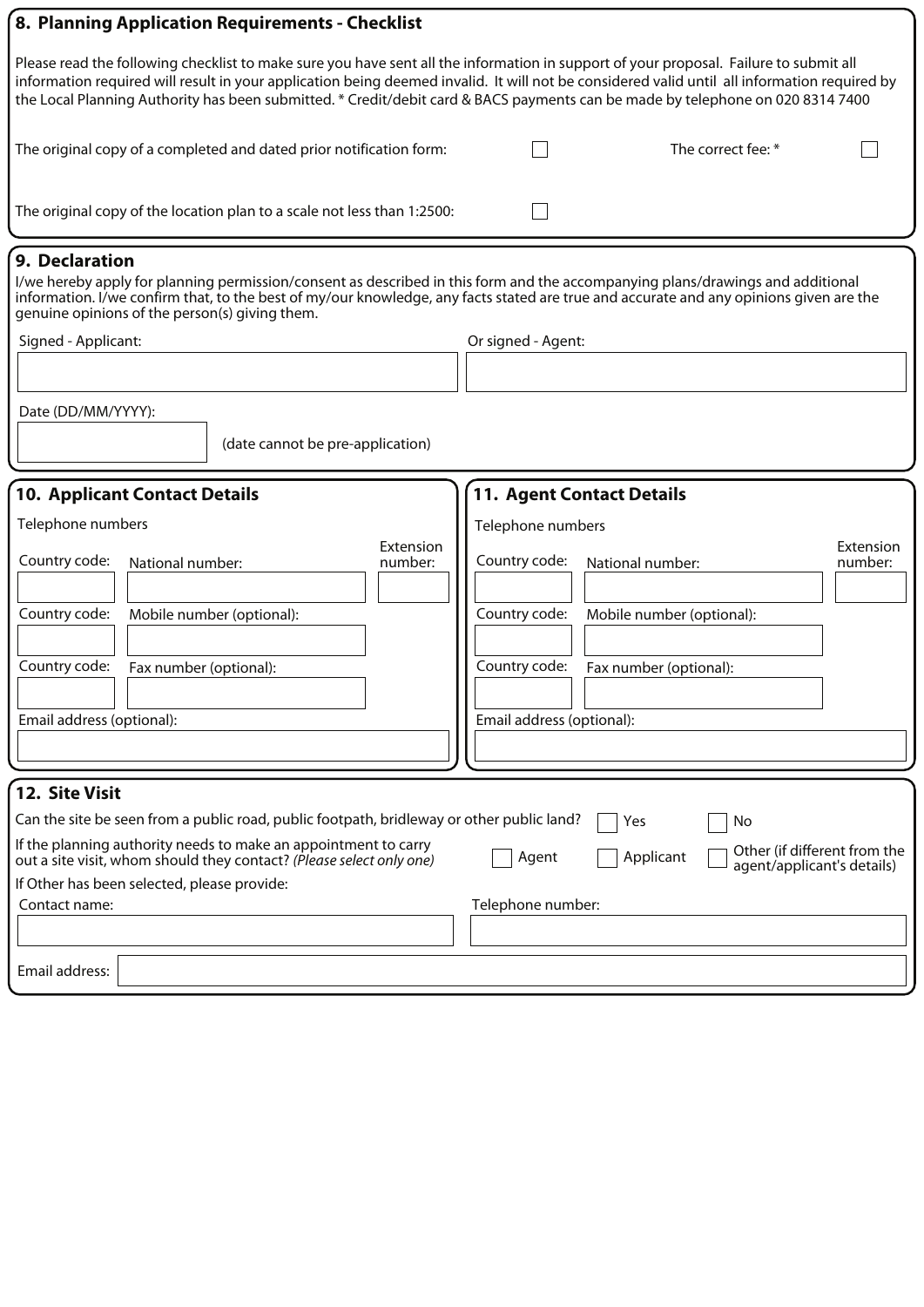## 8. Planning Application Requirements - Checklist

Please read the following checklist to make sure you have sent all the information in support of your proposal. Failure to submit all information required will result in your application being deemed invalid. It will not be considered valid until all information required by the Local Planning Authority has been submitted. * Credit/debit card & BACS payments can be made by telephone on 020 8314 7400

The original copy of a completed and dated prior notification form: ☐

The correct fee: * ☐

The original copy of the location plan to a scale not less than 1:2500: ☐

## 9. Declaration

I/we hereby apply for planning permission/consent as described in this form and the accompanying plans/drawings and additional information. I/we confirm that, to the best of my/our knowledge, any facts stated are true and accurate and any opinions given are the genuine opinions of the person(s) giving them.

Signed - Applicant:

Or signed - Agent:

Date (DD/MM/YYYY):

(date cannot be pre-application)

## 10. Applicant Contact Details

Telephone numbers

Country code: National number: Extension number:

Country code: Mobile number (optional):

Country code: Fax number (optional):

Email address (optional):

## 11. Agent Contact Details

Telephone numbers

Country code: National number: Extension number:

Country code: Mobile number (optional):

Country code: Fax number (optional):

Email address (optional):

## 12. Site Visit

Can the site be seen from a public road, public footpath, bridleway or other public land? ☐ Yes ☐ No

If the planning authority needs to make an appointment to carry out a site visit, whom should they contact? *(Please select only one)* ☐ Agent ☐ Applicant ☐ Other (if different from the agent/applicant's details)

If Other has been selected, please provide:

Contact name:

Telephone number:

Email address: